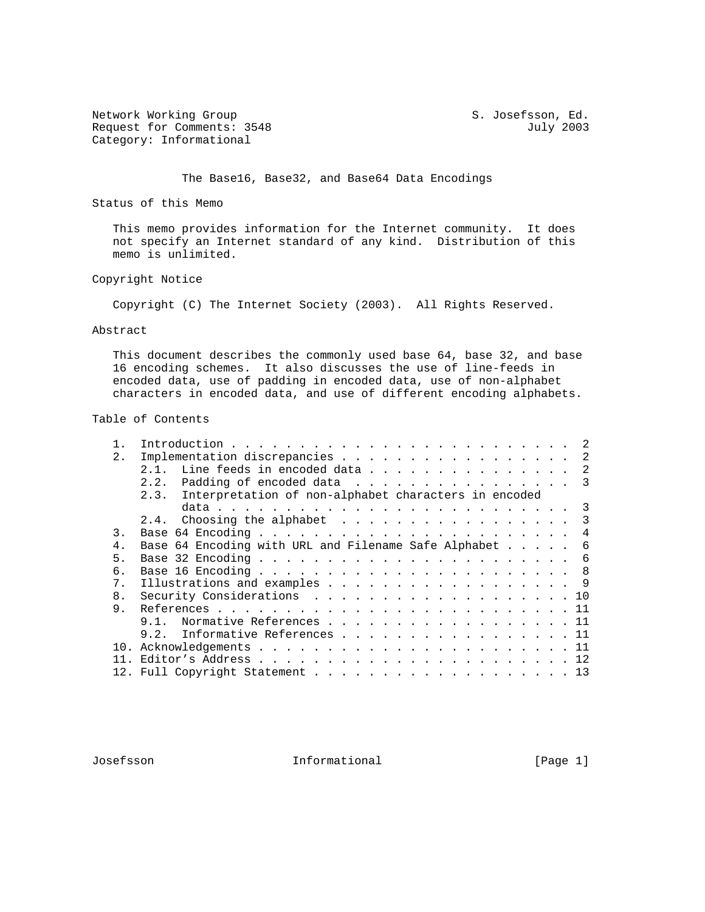Network Working Group S. Josefsson, Ed.
Request for Comments: 3548 July 2003
Category: Informational

# The Base16, Base32, and Base64 Data Encodings

## Status of this Memo

This memo provides information for the Internet community. It does not specify an Internet standard of any kind. Distribution of this memo is unlimited.

## Copyright Notice

Copyright (C) The Internet Society (2003). All Rights Reserved.

## Abstract

This document describes the commonly used base 64, base 32, and base 16 encoding schemes. It also discusses the use of line-feeds in encoded data, use of padding in encoded data, use of non-alphabet characters in encoded data, and use of different encoding alphabets.

## Table of Contents

```
   1.  Introduction . . . . . . . . . . . . . . . . . . . . . . . . .  2
   2.  Implementation discrepancies . . . . . . . . . . . . . . . . .  2
       2.1.  Line feeds in encoded data . . . . . . . . . . . . . . .  2
       2.2.  Padding of encoded data  . . . . . . . . . . . . . . . .  3
       2.3.  Interpretation of non-alphabet characters in encoded
             data . . . . . . . . . . . . . . . . . . . . . . . . . .  3
       2.4.  Choosing the alphabet  . . . . . . . . . . . . . . . . .  3
   3.  Base 64 Encoding . . . . . . . . . . . . . . . . . . . . . . .  4
   4.  Base 64 Encoding with URL and Filename Safe Alphabet . . . . .  6
   5.  Base 32 Encoding . . . . . . . . . . . . . . . . . . . . . . .  6
   6.  Base 16 Encoding . . . . . . . . . . . . . . . . . . . . . . .  8
   7.  Illustrations and examples . . . . . . . . . . . . . . . . . .  9
   8.  Security Considerations  . . . . . . . . . . . . . . . . . . . 10
   9.  References . . . . . . . . . . . . . . . . . . . . . . . . . . 11
       9.1.  Normative References . . . . . . . . . . . . . . . . . . 11
       9.2.  Informative References . . . . . . . . . . . . . . . . . 11
   10. Acknowledgements . . . . . . . . . . . . . . . . . . . . . . . 11
   11. Editor's Address . . . . . . . . . . . . . . . . . . . . . . . 12
   12. Full Copyright Statement . . . . . . . . . . . . . . . . . . . 13
```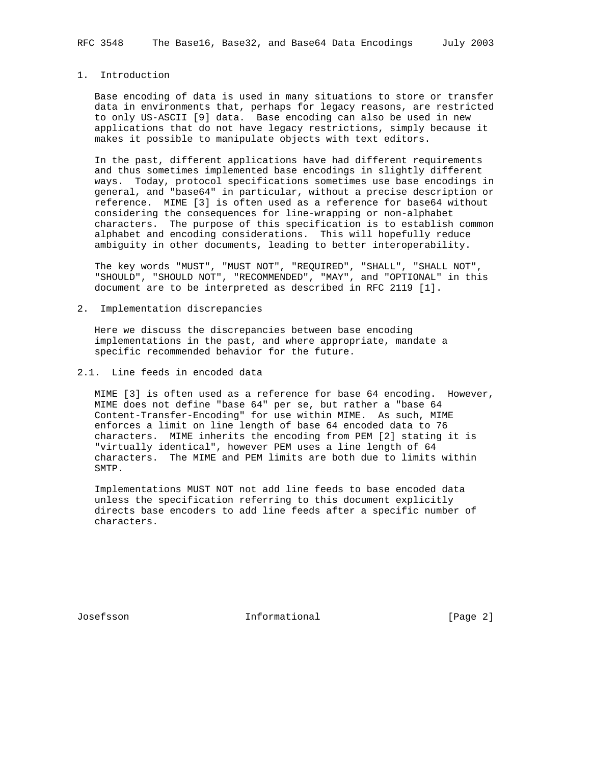## 1. Introduction

Base encoding of data is used in many situations to store or transfer data in environments that, perhaps for legacy reasons, are restricted to only US-ASCII [9] data. Base encoding can also be used in new applications that do not have legacy restrictions, simply because it makes it possible to manipulate objects with text editors.

In the past, different applications have had different requirements and thus sometimes implemented base encodings in slightly different ways. Today, protocol specifications sometimes use base encodings in general, and "base64" in particular, without a precise description or reference. MIME [3] is often used as a reference for base64 without considering the consequences for line-wrapping or non-alphabet characters. The purpose of this specification is to establish common alphabet and encoding considerations. This will hopefully reduce ambiguity in other documents, leading to better interoperability.

The key words "MUST", "MUST NOT", "REQUIRED", "SHALL", "SHALL NOT", "SHOULD", "SHOULD NOT", "RECOMMENDED", "MAY", and "OPTIONAL" in this document are to be interpreted as described in RFC 2119 [1].

## 2. Implementation discrepancies

Here we discuss the discrepancies between base encoding implementations in the past, and where appropriate, mandate a specific recommended behavior for the future.

### 2.1. Line feeds in encoded data

MIME [3] is often used as a reference for base 64 encoding. However, MIME does not define "base 64" per se, but rather a "base 64 Content-Transfer-Encoding" for use within MIME. As such, MIME enforces a limit on line length of base 64 encoded data to 76 characters. MIME inherits the encoding from PEM [2] stating it is "virtually identical", however PEM uses a line length of 64 characters. The MIME and PEM limits are both due to limits within SMTP.

Implementations MUST NOT not add line feeds to base encoded data unless the specification referring to this document explicitly directs base encoders to add line feeds after a specific number of characters.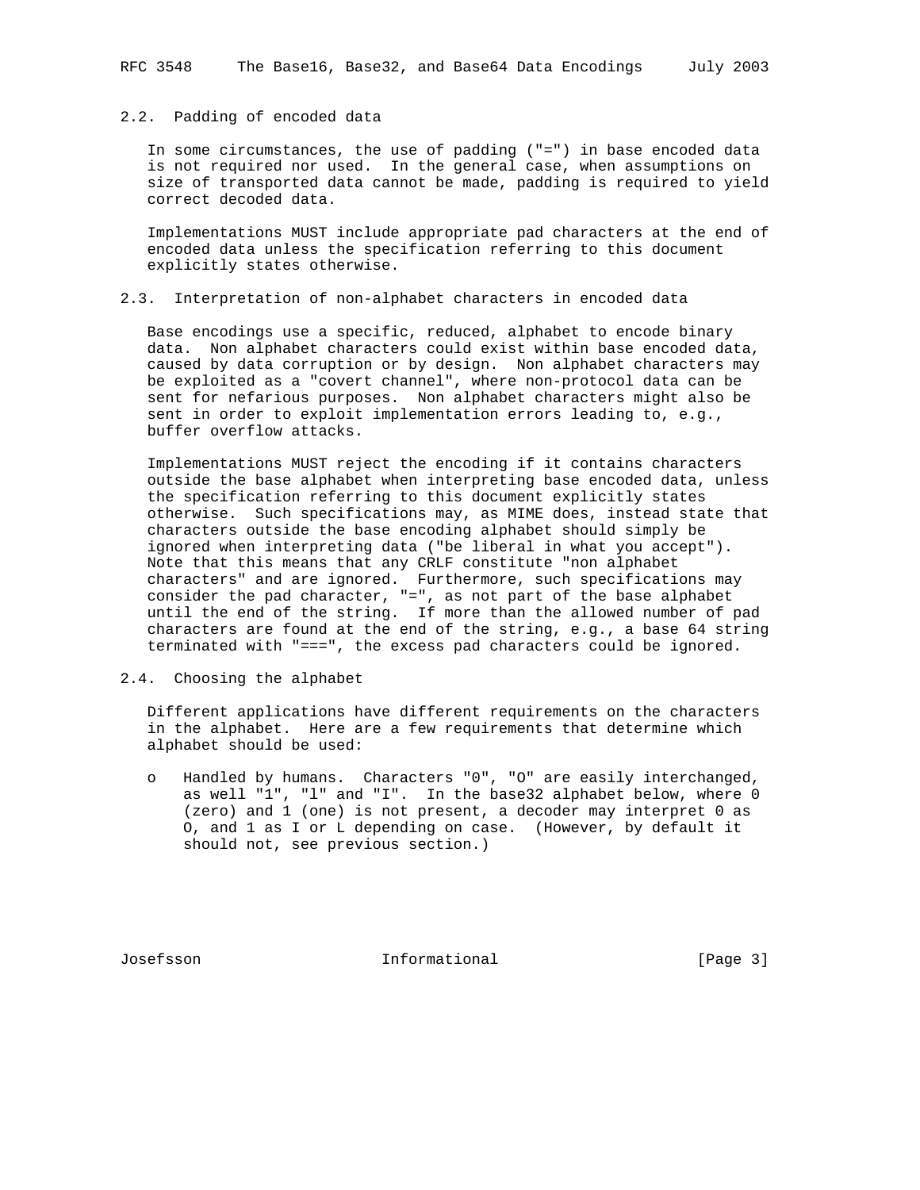## 2.2. Padding of encoded data

In some circumstances, the use of padding ("=") in base encoded data is not required nor used. In the general case, when assumptions on size of transported data cannot be made, padding is required to yield correct decoded data.

Implementations MUST include appropriate pad characters at the end of encoded data unless the specification referring to this document explicitly states otherwise.

## 2.3. Interpretation of non-alphabet characters in encoded data

Base encodings use a specific, reduced, alphabet to encode binary data. Non alphabet characters could exist within base encoded data, caused by data corruption or by design. Non alphabet characters may be exploited as a "covert channel", where non-protocol data can be sent for nefarious purposes. Non alphabet characters might also be sent in order to exploit implementation errors leading to, e.g., buffer overflow attacks.

Implementations MUST reject the encoding if it contains characters outside the base alphabet when interpreting base encoded data, unless the specification referring to this document explicitly states otherwise. Such specifications may, as MIME does, instead state that characters outside the base encoding alphabet should simply be ignored when interpreting data ("be liberal in what you accept"). Note that this means that any CRLF constitute "non alphabet characters" and are ignored. Furthermore, such specifications may consider the pad character, "=", as not part of the base alphabet until the end of the string. If more than the allowed number of pad characters are found at the end of the string, e.g., a base 64 string terminated with "===", the excess pad characters could be ignored.

## 2.4. Choosing the alphabet

Different applications have different requirements on the characters in the alphabet. Here are a few requirements that determine which alphabet should be used:

- Handled by humans. Characters "0", "O" are easily interchanged, as well "1", "l" and "I". In the base32 alphabet below, where 0 (zero) and 1 (one) is not present, a decoder may interpret 0 as O, and 1 as I or L depending on case. (However, by default it should not, see previous section.)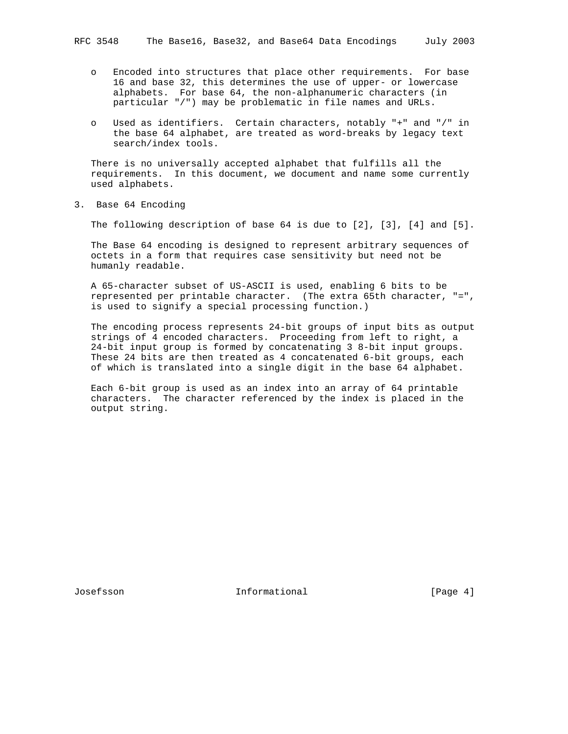- Encoded into structures that place other requirements. For base 16 and base 32, this determines the use of upper- or lowercase alphabets. For base 64, the non-alphanumeric characters (in particular "/") may be problematic in file names and URLs.

- Used as identifiers. Certain characters, notably "+" and "/" in the base 64 alphabet, are treated as word-breaks by legacy text search/index tools.

There is no universally accepted alphabet that fulfills all the requirements. In this document, we document and name some currently used alphabets.

## 3. Base 64 Encoding

The following description of base 64 is due to [2], [3], [4] and [5].

The Base 64 encoding is designed to represent arbitrary sequences of octets in a form that requires case sensitivity but need not be humanly readable.

A 65-character subset of US-ASCII is used, enabling 6 bits to be represented per printable character. (The extra 65th character, "=", is used to signify a special processing function.)

The encoding process represents 24-bit groups of input bits as output strings of 4 encoded characters. Proceeding from left to right, a 24-bit input group is formed by concatenating 3 8-bit input groups. These 24 bits are then treated as 4 concatenated 6-bit groups, each of which is translated into a single digit in the base 64 alphabet.

Each 6-bit group is used as an index into an array of 64 printable characters. The character referenced by the index is placed in the output string.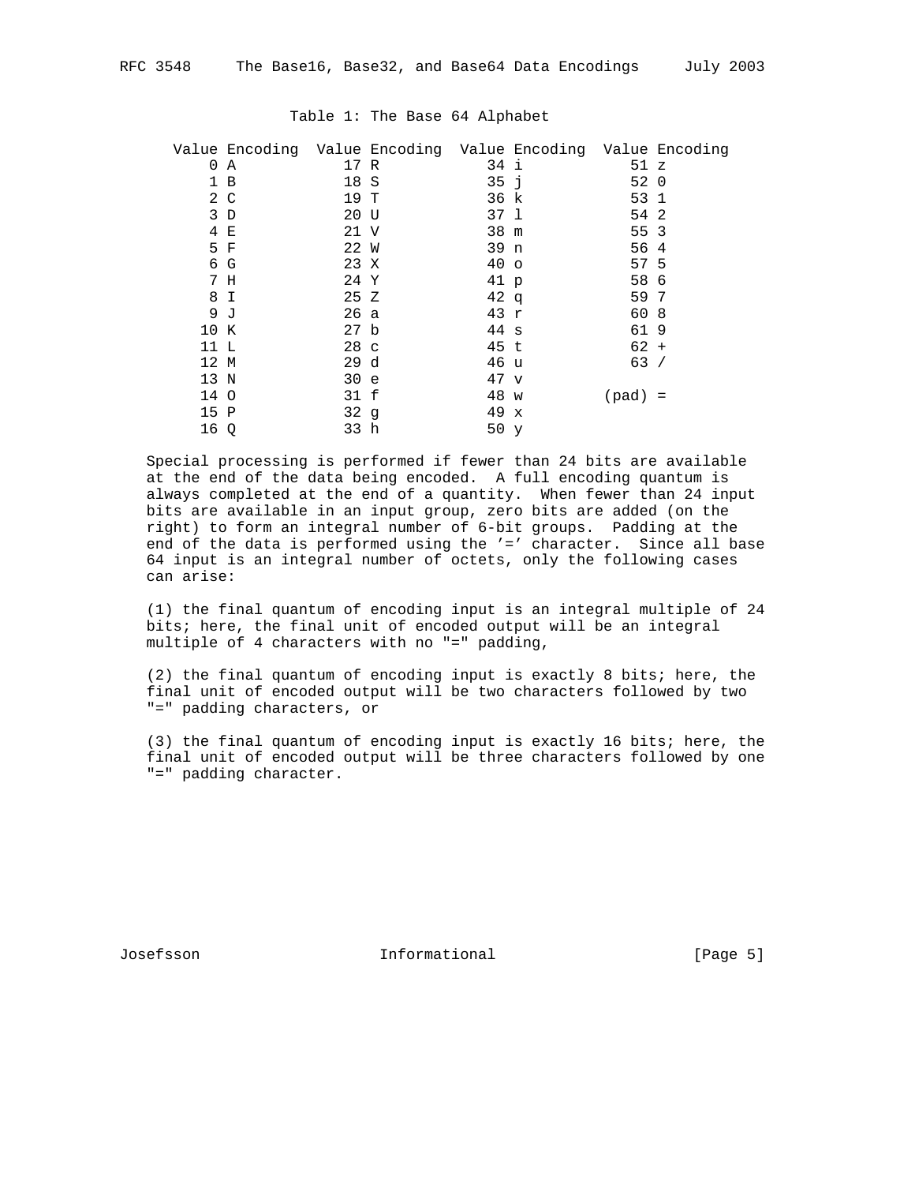Table 1: The Base 64 Alphabet

| Value | Encoding | Value | Encoding | Value | Encoding | Value | Encoding |
|---|---|---|---|---|---|---|---|
| 0 | A | 17 | R | 34 | i | 51 | z |
| 1 | B | 18 | S | 35 | j | 52 | 0 |
| 2 | C | 19 | T | 36 | k | 53 | 1 |
| 3 | D | 20 | U | 37 | l | 54 | 2 |
| 4 | E | 21 | V | 38 | m | 55 | 3 |
| 5 | F | 22 | W | 39 | n | 56 | 4 |
| 6 | G | 23 | X | 40 | o | 57 | 5 |
| 7 | H | 24 | Y | 41 | p | 58 | 6 |
| 8 | I | 25 | Z | 42 | q | 59 | 7 |
| 9 | J | 26 | a | 43 | r | 60 | 8 |
| 10 | K | 27 | b | 44 | s | 61 | 9 |
| 11 | L | 28 | c | 45 | t | 62 | + |
| 12 | M | 29 | d | 46 | u | 63 | / |
| 13 | N | 30 | e | 47 | v | | |
| 14 | O | 31 | f | 48 | w | (pad) | = |
| 15 | P | 32 | g | 49 | x | | |
| 16 | Q | 33 | h | 50 | y | | |

Special processing is performed if fewer than 24 bits are available at the end of the data being encoded. A full encoding quantum is always completed at the end of a quantity. When fewer than 24 input bits are available in an input group, zero bits are added (on the right) to form an integral number of 6-bit groups. Padding at the end of the data is performed using the '=' character. Since all base 64 input is an integral number of octets, only the following cases can arise:

(1) the final quantum of encoding input is an integral multiple of 24 bits; here, the final unit of encoded output will be an integral multiple of 4 characters with no "=" padding,

(2) the final quantum of encoding input is exactly 8 bits; here, the final unit of encoded output will be two characters followed by two "=" padding characters, or

(3) the final quantum of encoding input is exactly 16 bits; here, the final unit of encoded output will be three characters followed by one "=" padding character.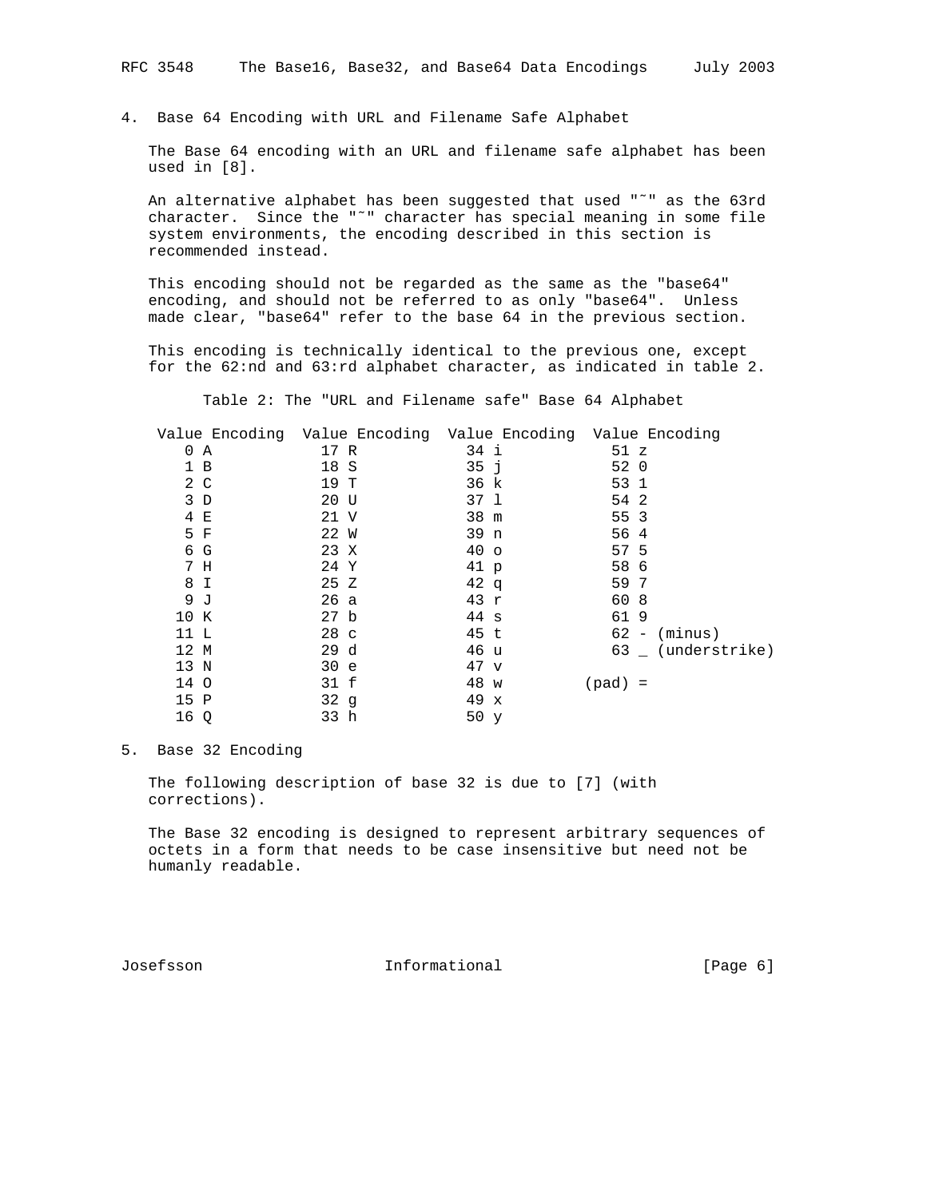## 4. Base 64 Encoding with URL and Filename Safe Alphabet

The Base 64 encoding with an URL and filename safe alphabet has been used in [8].

An alternative alphabet has been suggested that used "˜" as the 63rd character. Since the "˜" character has special meaning in some file system environments, the encoding described in this section is recommended instead.

This encoding should not be regarded as the same as the "base64" encoding, and should not be referred to as only "base64". Unless made clear, "base64" refer to the base 64 in the previous section.

This encoding is technically identical to the previous one, except for the 62:nd and 63:rd alphabet character, as indicated in table 2.

Table 2: The "URL and Filename safe" Base 64 Alphabet

| Value | Encoding | Value | Encoding | Value | Encoding | Value | Encoding |
|---|---|---|---|---|---|---|---|
| 0 | A | 17 | R | 34 | i | 51 | z |
| 1 | B | 18 | S | 35 | j | 52 | 0 |
| 2 | C | 19 | T | 36 | k | 53 | 1 |
| 3 | D | 20 | U | 37 | l | 54 | 2 |
| 4 | E | 21 | V | 38 | m | 55 | 3 |
| 5 | F | 22 | W | 39 | n | 56 | 4 |
| 6 | G | 23 | X | 40 | o | 57 | 5 |
| 7 | H | 24 | Y | 41 | p | 58 | 6 |
| 8 | I | 25 | Z | 42 | q | 59 | 7 |
| 9 | J | 26 | a | 43 | r | 60 | 8 |
| 10 | K | 27 | b | 44 | s | 61 | 9 |
| 11 | L | 28 | c | 45 | t | 62 | - (minus) |
| 12 | M | 29 | d | 46 | u | 63 | _ (understrike) |
| 13 | N | 30 | e | 47 | v | | |
| 14 | O | 31 | f | 48 | w | (pad) | = |
| 15 | P | 32 | g | 49 | x | | |
| 16 | Q | 33 | h | 50 | y | | |

## 5. Base 32 Encoding

The following description of base 32 is due to [7] (with corrections).

The Base 32 encoding is designed to represent arbitrary sequences of octets in a form that needs to be case insensitive but need not be humanly readable.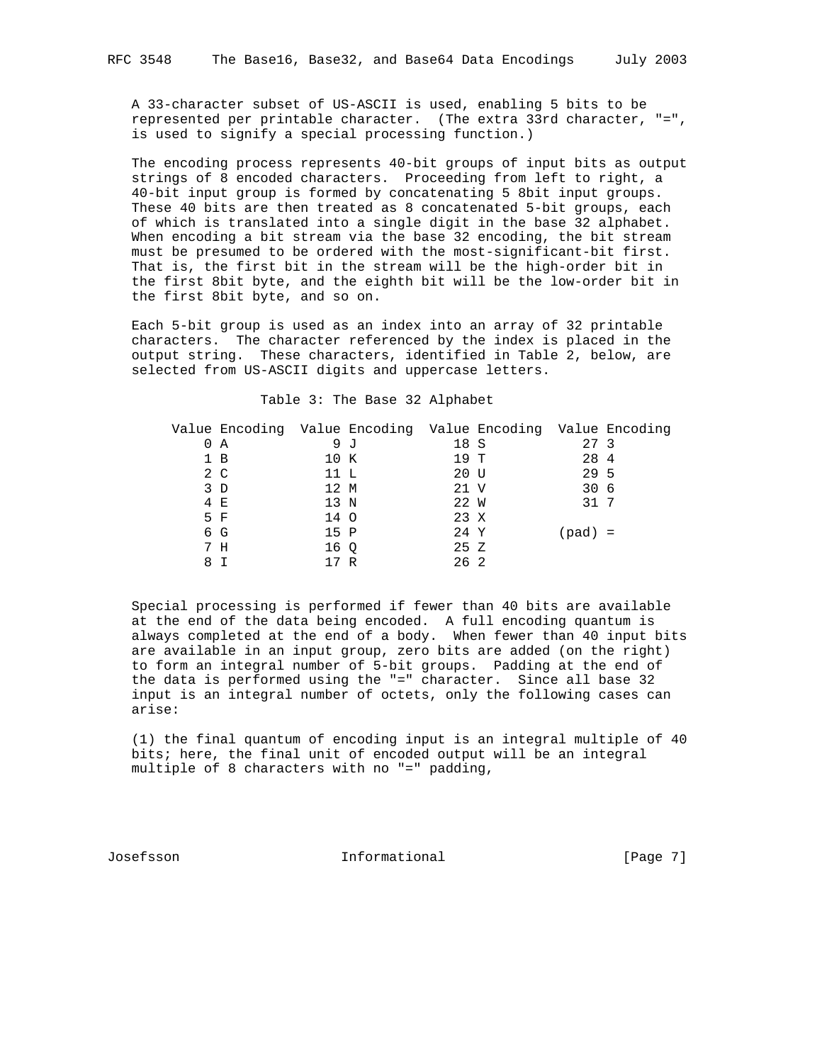A 33-character subset of US-ASCII is used, enabling 5 bits to be represented per printable character. (The extra 33rd character, "=", is used to signify a special processing function.)

The encoding process represents 40-bit groups of input bits as output strings of 8 encoded characters. Proceeding from left to right, a 40-bit input group is formed by concatenating 5 8bit input groups. These 40 bits are then treated as 8 concatenated 5-bit groups, each of which is translated into a single digit in the base 32 alphabet. When encoding a bit stream via the base 32 encoding, the bit stream must be presumed to be ordered with the most-significant-bit first. That is, the first bit in the stream will be the high-order bit in the first 8bit byte, and the eighth bit will be the low-order bit in the first 8bit byte, and so on.

Each 5-bit group is used as an index into an array of 32 printable characters. The character referenced by the index is placed in the output string. These characters, identified in Table 2, below, are selected from US-ASCII digits and uppercase letters.

Table 3: The Base 32 Alphabet

| Value | Encoding | Value | Encoding | Value | Encoding | Value | Encoding |
|---|---|---|---|---|---|---|---|
| 0 | A | 9 | J | 18 | S | 27 | 3 |
| 1 | B | 10 | K | 19 | T | 28 | 4 |
| 2 | C | 11 | L | 20 | U | 29 | 5 |
| 3 | D | 12 | M | 21 | V | 30 | 6 |
| 4 | E | 13 | N | 22 | W | 31 | 7 |
| 5 | F | 14 | O | 23 | X | | |
| 6 | G | 15 | P | 24 | Y | (pad) | = |
| 7 | H | 16 | Q | 25 | Z | | |
| 8 | I | 17 | R | 26 | 2 | | |

Special processing is performed if fewer than 40 bits are available at the end of the data being encoded. A full encoding quantum is always completed at the end of a body. When fewer than 40 input bits are available in an input group, zero bits are added (on the right) to form an integral number of 5-bit groups. Padding at the end of the data is performed using the "=" character. Since all base 32 input is an integral number of octets, only the following cases can arise:

(1) the final quantum of encoding input is an integral multiple of 40 bits; here, the final unit of encoded output will be an integral multiple of 8 characters with no "=" padding,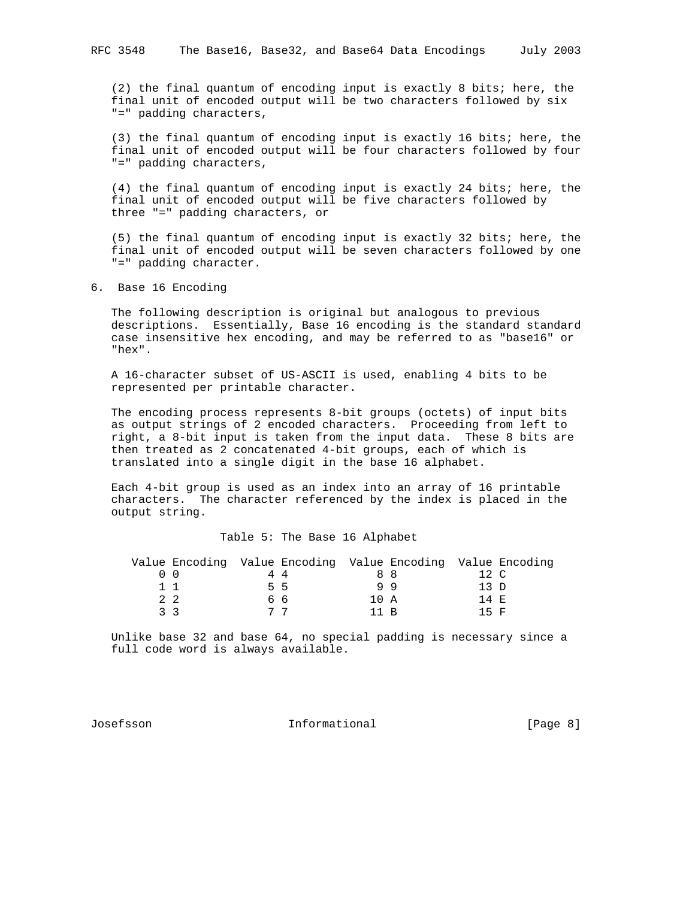(2) the final quantum of encoding input is exactly 8 bits; here, the final unit of encoded output will be two characters followed by six "=" padding characters,

(3) the final quantum of encoding input is exactly 16 bits; here, the final unit of encoded output will be four characters followed by four "=" padding characters,

(4) the final quantum of encoding input is exactly 24 bits; here, the final unit of encoded output will be five characters followed by three "=" padding characters, or

(5) the final quantum of encoding input is exactly 32 bits; here, the final unit of encoded output will be seven characters followed by one "=" padding character.

## 6. Base 16 Encoding

The following description is original but analogous to previous descriptions. Essentially, Base 16 encoding is the standard standard case insensitive hex encoding, and may be referred to as "base16" or "hex".

A 16-character subset of US-ASCII is used, enabling 4 bits to be represented per printable character.

The encoding process represents 8-bit groups (octets) of input bits as output strings of 2 encoded characters. Proceeding from left to right, a 8-bit input is taken from the input data. These 8 bits are then treated as 2 concatenated 4-bit groups, each of which is translated into a single digit in the base 16 alphabet.

Each 4-bit group is used as an index into an array of 16 printable characters. The character referenced by the index is placed in the output string.

Table 5: The Base 16 Alphabet

| Value | Encoding | Value | Encoding | Value | Encoding | Value | Encoding |
|---|---|---|---|---|---|---|---|
| 0 | 0 | 4 | 4 | 8 | 8 | 12 | C |
| 1 | 1 | 5 | 5 | 9 | 9 | 13 | D |
| 2 | 2 | 6 | 6 | 10 | A | 14 | E |
| 3 | 3 | 7 | 7 | 11 | B | 15 | F |

Unlike base 32 and base 64, no special padding is necessary since a full code word is always available.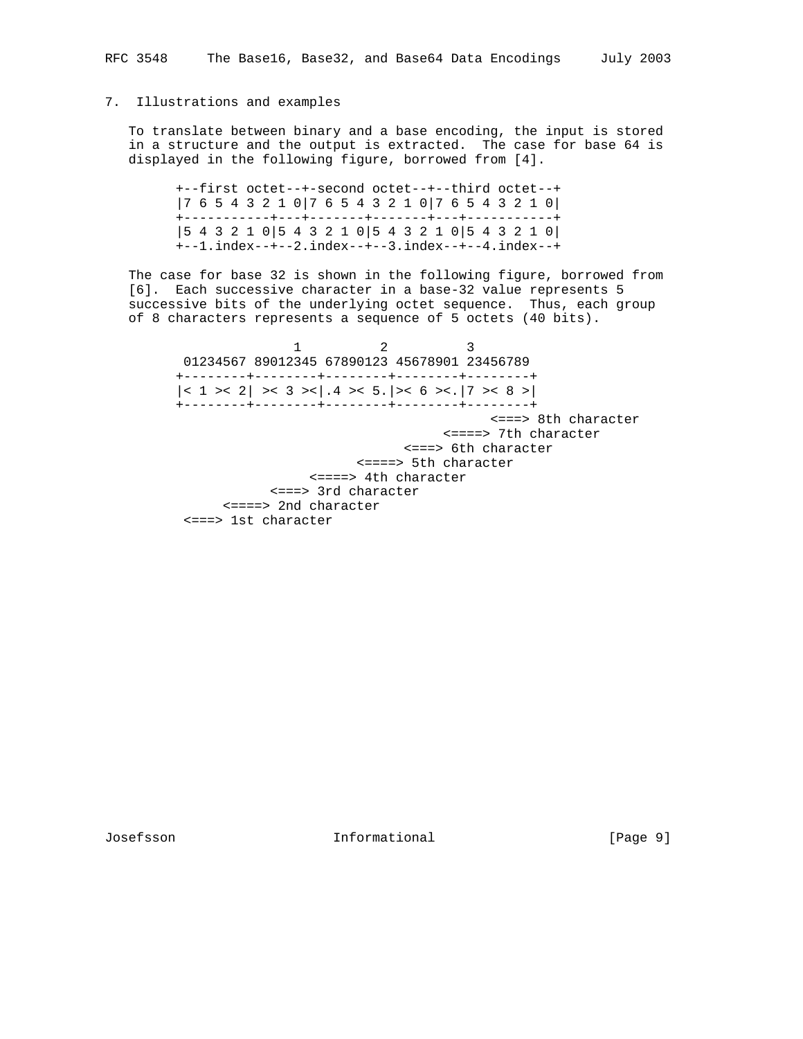## 7. Illustrations and examples

To translate between binary and a base encoding, the input is stored in a structure and the output is extracted. The case for base 64 is displayed in the following figure, borrowed from [4].

```
+--first octet--+-second octet--+--third octet--+
|7 6 5 4 3 2 1 0|7 6 5 4 3 2 1 0|7 6 5 4 3 2 1 0|
+-----------+---+-------+-------+---+-----------+
|5 4 3 2 1 0|5 4 3 2 1 0|5 4 3 2 1 0|5 4 3 2 1 0|
+--1.index--+--2.index--+--3.index--+--4.index--+
```

The case for base 32 is shown in the following figure, borrowed from [6]. Each successive character in a base-32 value represents 5 successive bits of the underlying octet sequence. Thus, each group of 8 characters represents a sequence of 5 octets (40 bits).

```
              1          2          3
 01234567 89012345 67890123 45678901 23456789
+--------+--------+--------+--------+--------+
|< 1 >< 2| >< 3 ><|.4 >< 5.|>< 6 ><.|7 >< 8 >|
+--------+--------+--------+--------+--------+
                                        <===> 8th character
                                  <====> 7th character
                             <===> 6th character
                       <====> 5th character
                 <====> 4th character
            <===> 3rd character
      <====> 2nd character
 <===> 1st character
```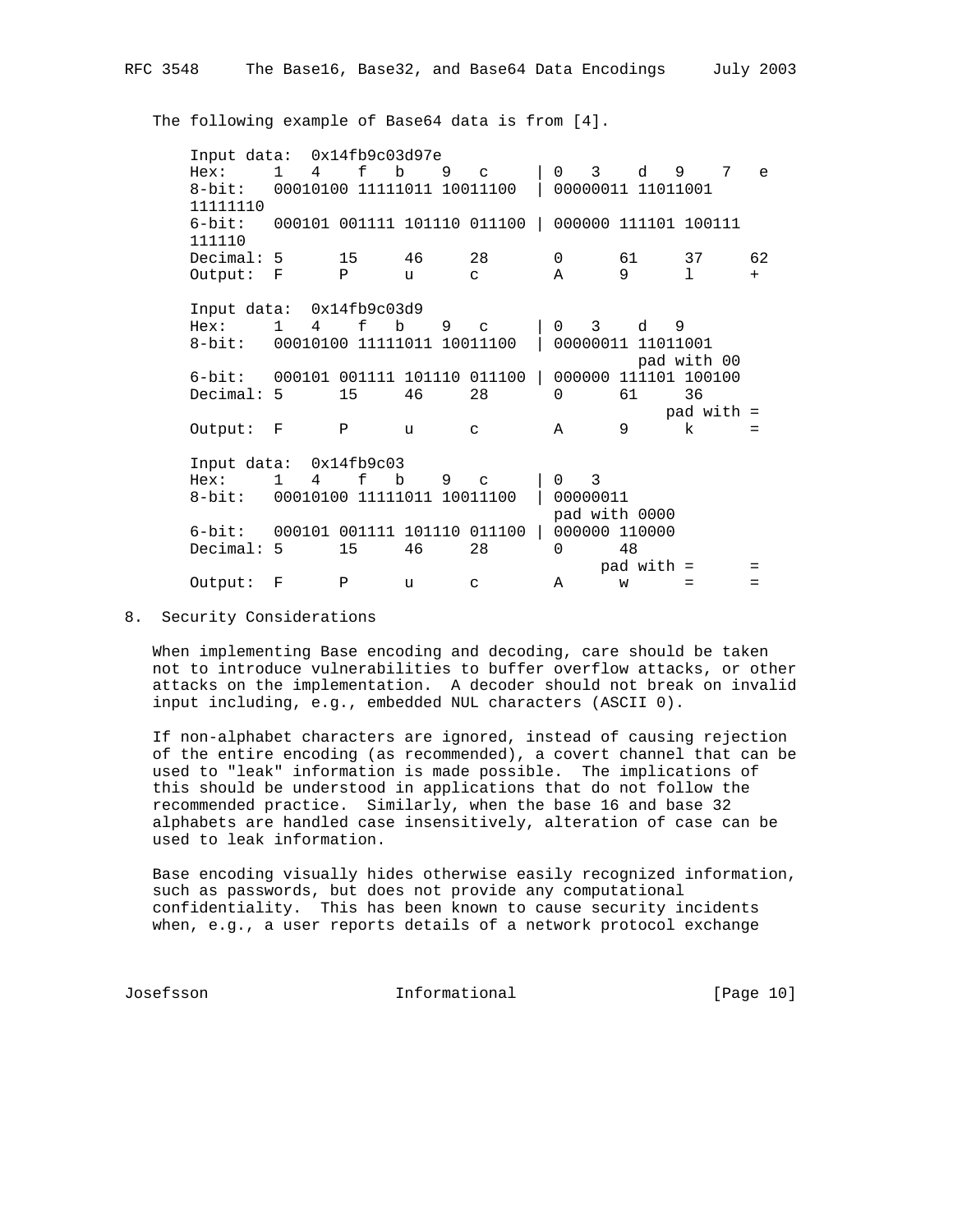The following example of Base64 data is from [4].

```
   Input data:  0x14fb9c03d97e
   Hex:     1   4    f   b    9   c     | 0   3    d   9    7   e
   8-bit:   00010100 11111011 10011100  | 00000011 11011001
   11111110
   6-bit:   000101 001111 101110 011100 | 000000 111101 100111
   111110
   Decimal: 5      15     46     28       0      61     37     62
   Output:  F      P      u      c        A      9      l      +

   Input data:  0x14fb9c03d9
   Hex:     1   4    f   b    9   c     | 0   3    d   9
   8-bit:   00010100 11111011 10011100  | 00000011 11011001
                                                  pad with 00
   6-bit:   000101 001111 101110 011100 | 000000 111101 100100
   Decimal: 5      15     46     28       0      61     36
                                                     pad with =
   Output:  F      P      u      c        A      9      k      =

   Input data:  0x14fb9c03
   Hex:     1   4    f   b    9   c     | 0   3
   8-bit:   00010100 11111011 10011100  | 00000011
                                          pad with 0000
   6-bit:   000101 001111 101110 011100 | 000000 110000
   Decimal: 5      15     46     28       0      48
                                               pad with =      =
   Output:  F      P      u      c        A      w      =      =
```

## 8. Security Considerations

When implementing Base encoding and decoding, care should be taken not to introduce vulnerabilities to buffer overflow attacks, or other attacks on the implementation. A decoder should not break on invalid input including, e.g., embedded NUL characters (ASCII 0).

If non-alphabet characters are ignored, instead of causing rejection of the entire encoding (as recommended), a covert channel that can be used to "leak" information is made possible. The implications of this should be understood in applications that do not follow the recommended practice. Similarly, when the base 16 and base 32 alphabets are handled case insensitively, alteration of case can be used to leak information.

Base encoding visually hides otherwise easily recognized information, such as passwords, but does not provide any computational confidentiality. This has been known to cause security incidents when, e.g., a user reports details of a network protocol exchange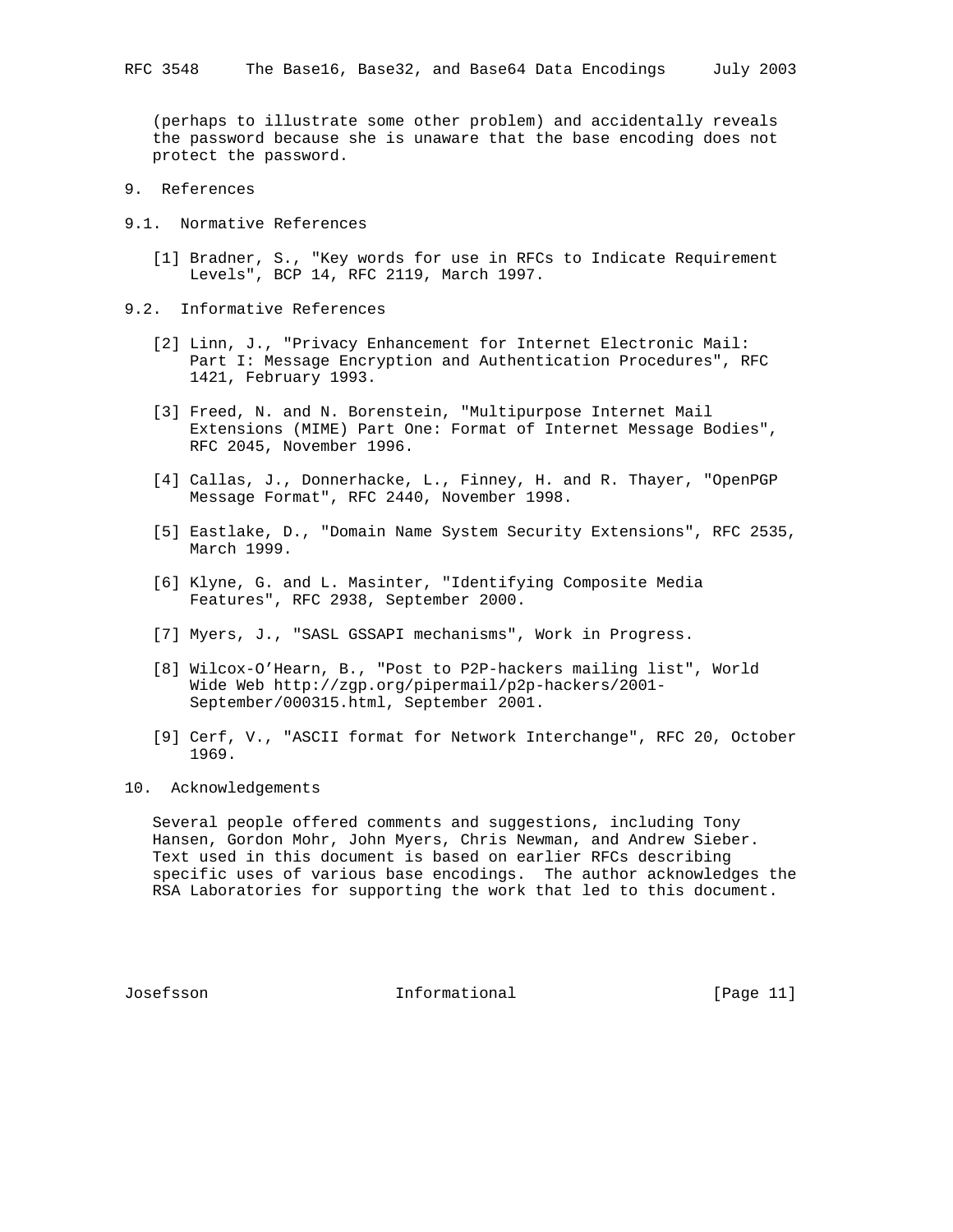(perhaps to illustrate some other problem) and accidentally reveals the password because she is unaware that the base encoding does not protect the password.

# 9. References

## 9.1. Normative References

[1] Bradner, S., "Key words for use in RFCs to Indicate Requirement Levels", BCP 14, RFC 2119, March 1997.

## 9.2. Informative References

[2] Linn, J., "Privacy Enhancement for Internet Electronic Mail: Part I: Message Encryption and Authentication Procedures", RFC 1421, February 1993.

[3] Freed, N. and N. Borenstein, "Multipurpose Internet Mail Extensions (MIME) Part One: Format of Internet Message Bodies", RFC 2045, November 1996.

[4] Callas, J., Donnerhacke, L., Finney, H. and R. Thayer, "OpenPGP Message Format", RFC 2440, November 1998.

[5] Eastlake, D., "Domain Name System Security Extensions", RFC 2535, March 1999.

[6] Klyne, G. and L. Masinter, "Identifying Composite Media Features", RFC 2938, September 2000.

[7] Myers, J., "SASL GSSAPI mechanisms", Work in Progress.

[8] Wilcox-O'Hearn, B., "Post to P2P-hackers mailing list", World Wide Web http://zgp.org/pipermail/p2p-hackers/2001-September/000315.html, September 2001.

[9] Cerf, V., "ASCII format for Network Interchange", RFC 20, October 1969.

# 10. Acknowledgements

Several people offered comments and suggestions, including Tony Hansen, Gordon Mohr, John Myers, Chris Newman, and Andrew Sieber. Text used in this document is based on earlier RFCs describing specific uses of various base encodings. The author acknowledges the RSA Laboratories for supporting the work that led to this document.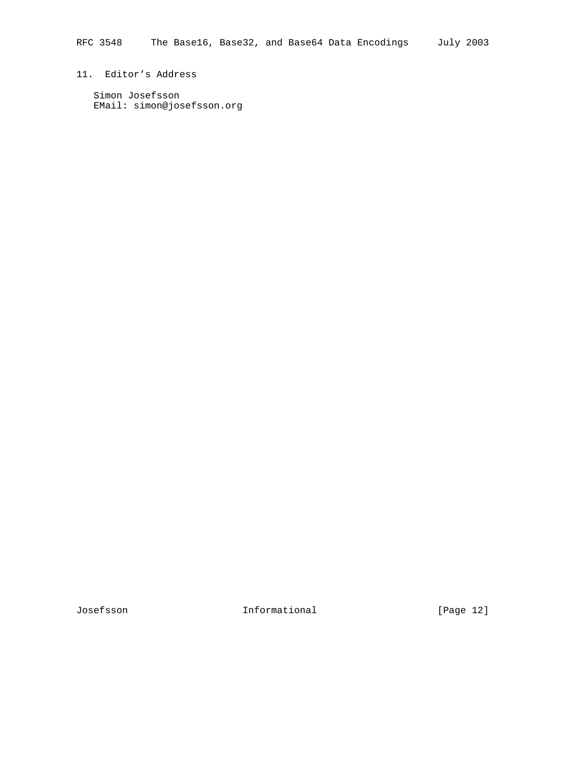## 11. Editor’s Address

Simon Josefsson
EMail: simon@josefsson.org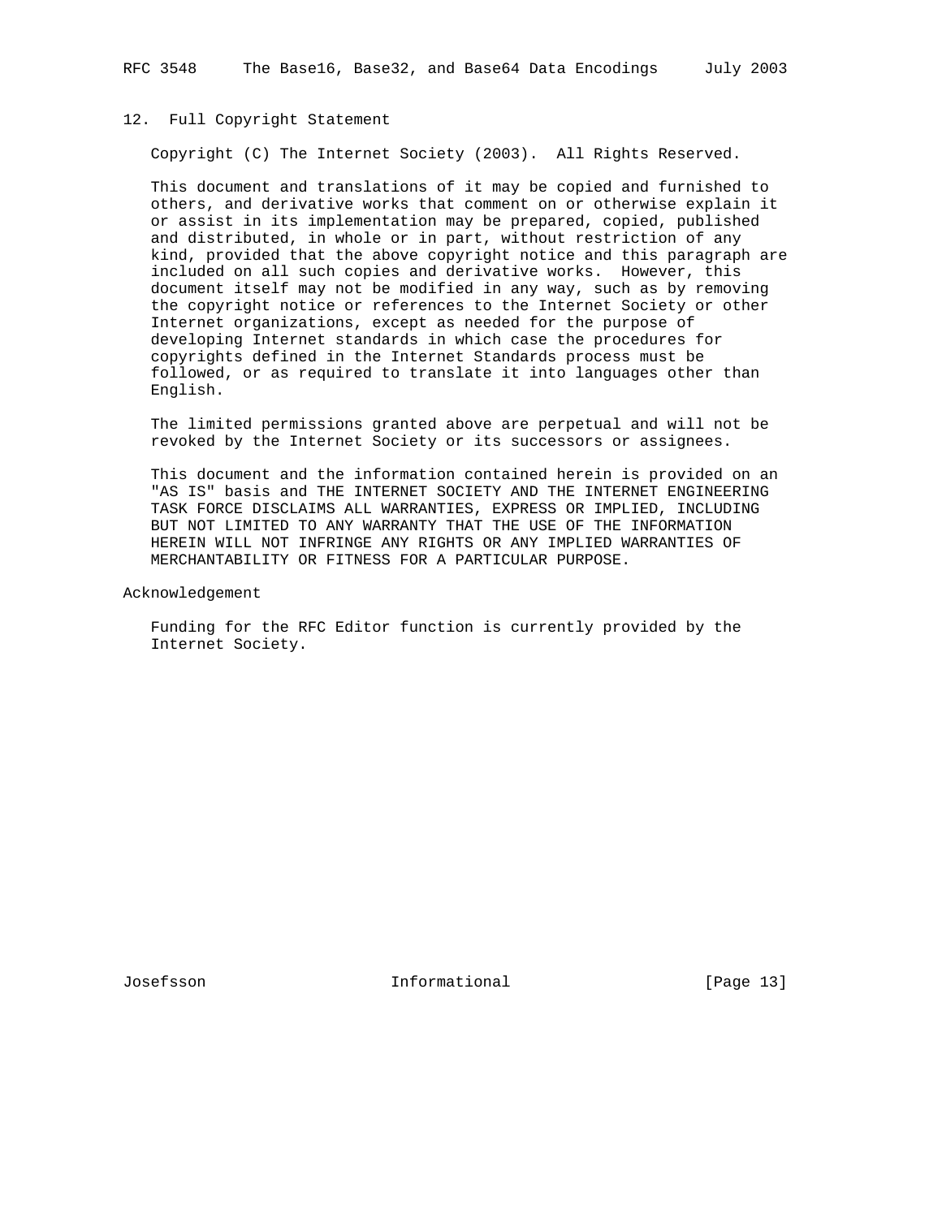## 12. Full Copyright Statement

Copyright (C) The Internet Society (2003). All Rights Reserved.

This document and translations of it may be copied and furnished to others, and derivative works that comment on or otherwise explain it or assist in its implementation may be prepared, copied, published and distributed, in whole or in part, without restriction of any kind, provided that the above copyright notice and this paragraph are included on all such copies and derivative works. However, this document itself may not be modified in any way, such as by removing the copyright notice or references to the Internet Society or other Internet organizations, except as needed for the purpose of developing Internet standards in which case the procedures for copyrights defined in the Internet Standards process must be followed, or as required to translate it into languages other than English.

The limited permissions granted above are perpetual and will not be revoked by the Internet Society or its successors or assignees.

This document and the information contained herein is provided on an "AS IS" basis and THE INTERNET SOCIETY AND THE INTERNET ENGINEERING TASK FORCE DISCLAIMS ALL WARRANTIES, EXPRESS OR IMPLIED, INCLUDING BUT NOT LIMITED TO ANY WARRANTY THAT THE USE OF THE INFORMATION HEREIN WILL NOT INFRINGE ANY RIGHTS OR ANY IMPLIED WARRANTIES OF MERCHANTABILITY OR FITNESS FOR A PARTICULAR PURPOSE.

## Acknowledgement

Funding for the RFC Editor function is currently provided by the Internet Society.